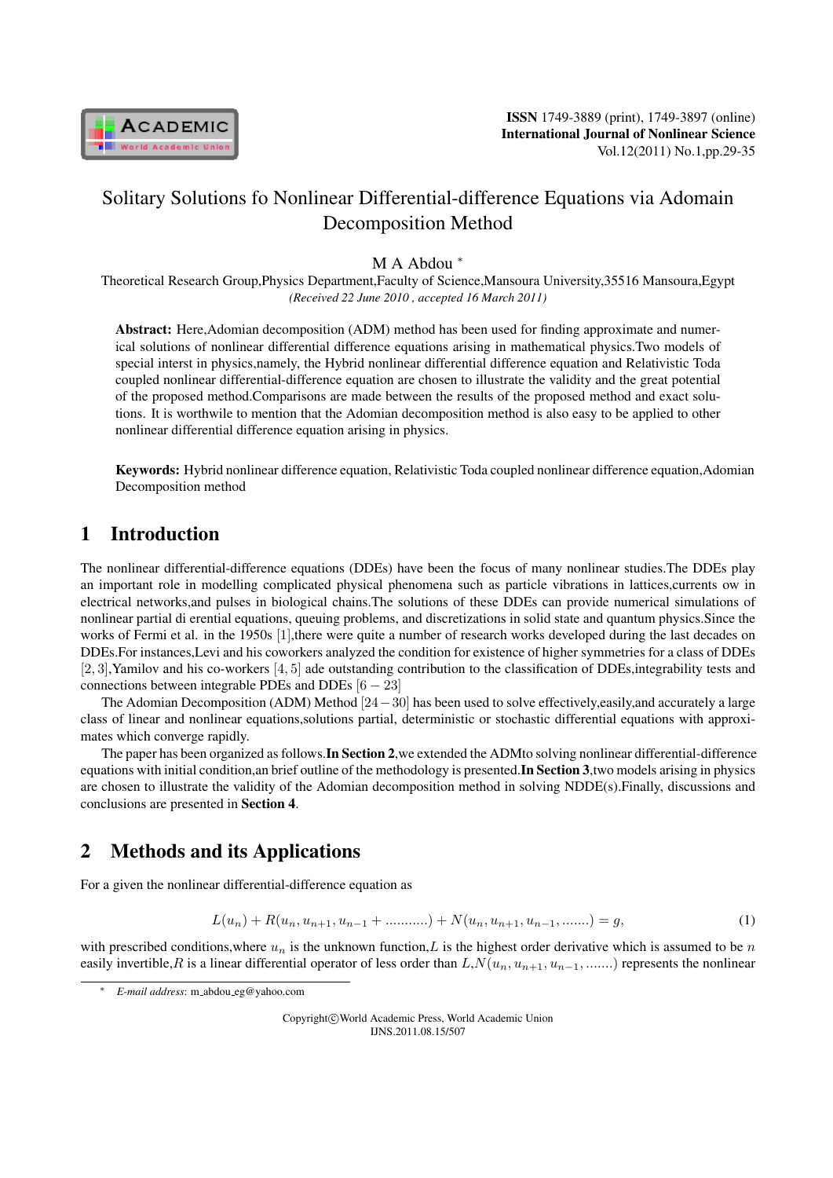# Solitary Solutions fo Nonlinear Differential-difference Equations via Adomain Decomposition Method

M A Abdou *

Theoretical Research Group,Physics Department,Faculty of Science,Mansoura University,35516 Mansoura,Egypt

*(Received 22 June 2010 , accepted 16 March 2011)*

**Abstract:** Here,Adomian decomposition (ADM) method has been used for finding approximate and numerical solutions of nonlinear differential difference equations arising in mathematical physics.Two models of special interst in physics,namely, the Hybrid nonlinear differential difference equation and Relativistic Toda coupled nonlinear differential-difference equation are chosen to illustrate the validity and the great potential of the proposed method.Comparisons are made between the results of the proposed method and exact solutions. It is worthwile to mention that the Adomian decomposition method is also easy to be applied to other nonlinear differential difference equation arising in physics.

**Keywords:** Hybrid nonlinear difference equation, Relativistic Toda coupled nonlinear difference equation,Adomian Decomposition method

## 1 Introduction

The nonlinear differential-difference equations (DDEs) have been the focus of many nonlinear studies.The DDEs play an important role in modelling complicated physical phenomena such as particle vibrations in lattices,currents ow in electrical networks,and pulses in biological chains.The solutions of these DDEs can provide numerical simulations of nonlinear partial di erential equations, queuing problems, and discretizations in solid state and quantum physics.Since the works of Fermi et al. in the 1950s [1],there were quite a number of research works developed during the last decades on DDEs.For instances,Levi and his coworkers analyzed the condition for existence of higher symmetries for a class of DDEs [2, 3],Yamilov and his co-workers [4, 5] ade outstanding contribution to the classification of DDEs,integrability tests and connections between integrable PDEs and DDEs [6 − 23]

The Adomian Decomposition (ADM) Method [24 − 30] has been used to solve effectively,easily,and accurately a large class of linear and nonlinear equations,solutions partial, deterministic or stochastic differential equations with approximates which converge rapidly.

The paper has been organized as follows.**In Section 2**,we extended the ADMto solving nonlinear differential-difference equations with initial condition,an brief outline of the methodology is presented.**In Section 3**,two models arising in physics are chosen to illustrate the validity of the Adomian decomposition method in solving NDDE(s).Finally, discussions and conclusions are presented in **Section 4**.

## 2 Methods and its Applications

For a given the nonlinear differential-difference equation as

$$L(u_n) + R(u_n, u_{n+1}, u_{n-1} + ...........) + N(u_n, u_{n+1}, u_{n-1}, .......) = g, \tag{1}$$

with prescribed conditions,where $u_n$ is the unknown function,$L$ is the highest order derivative which is assumed to be $n$ easily invertible,$R$ is a linear differential operator of less order than $L$,$N(u_n, u_{n+1}, u_{n-1}, .......)$ represents the nonlinear

* *E-mail address*: m_abdou_eg@yahoo.com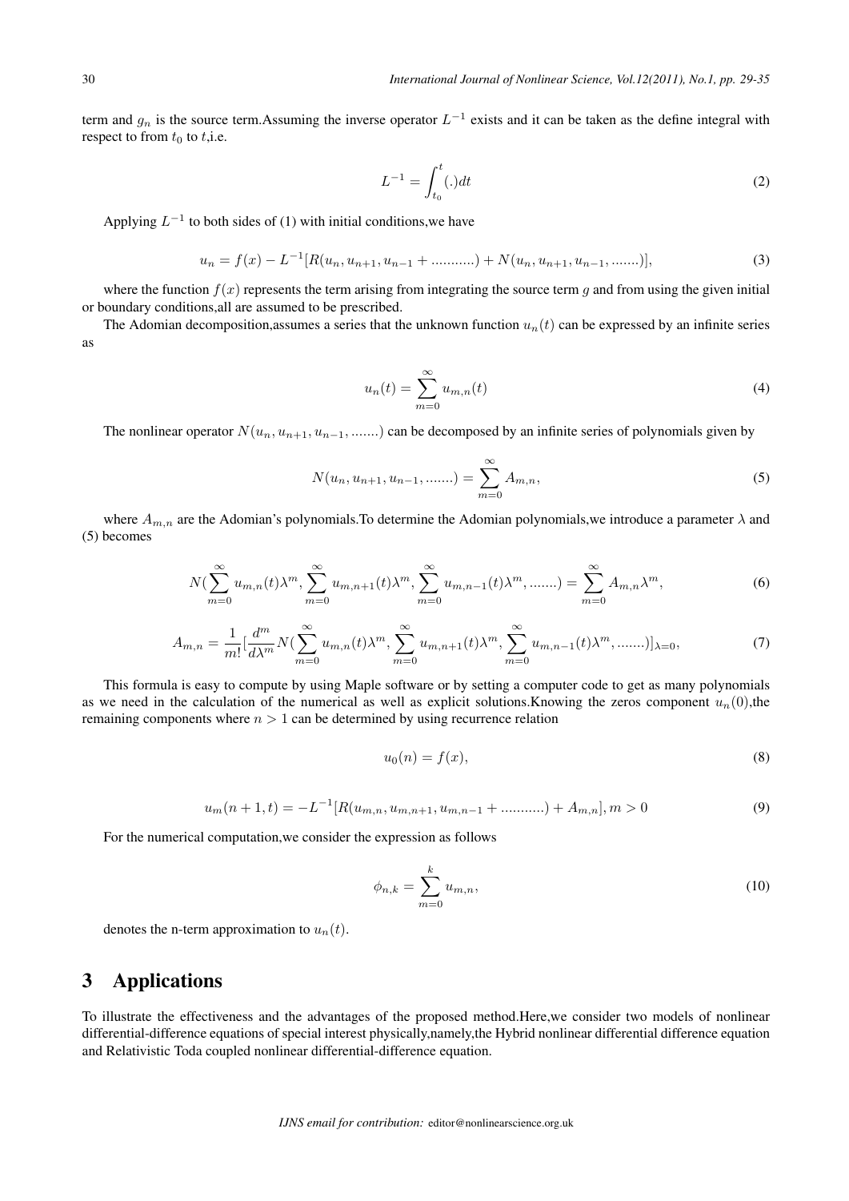term and $g_n$ is the source term.Assuming the inverse operator $L^{-1}$ exists and it can be taken as the define integral with respect to from $t_0$ to $t$,i.e.

$$L^{-1} = \int_{t_0}^{t} (.)dt \tag{2}$$

Applying $L^{-1}$ to both sides of (1) with initial conditions,we have

$$u_n = f(x) - L^{-1}[R(u_n, u_{n+1}, u_{n-1} + ..........) + N(u_n, u_{n+1}, u_{n-1}, .......)], \tag{3}$$

where the function $f(x)$ represents the term arising from integrating the source term $g$ and from using the given initial or boundary conditions,all are assumed to be prescribed.

The Adomian decomposition,assumes a series that the unknown function $u_n(t)$ can be expressed by an infinite series as

$$u_n(t) = \sum_{m=0}^{\infty} u_{m,n}(t) \tag{4}$$

The nonlinear operator $N(u_n, u_{n+1}, u_{n-1}, .......)$ can be decomposed by an infinite series of polynomials given by

$$N(u_n, u_{n+1}, u_{n-1}, .......) = \sum_{m=0}^{\infty} A_{m,n}, \tag{5}$$

where $A_{m,n}$ are the Adomian's polynomials.To determine the Adomian polynomials,we introduce a parameter $\lambda$ and (5) becomes

$$N(\sum_{m=0}^{\infty} u_{m,n}(t)\lambda^m, \sum_{m=0}^{\infty} u_{m,n+1}(t)\lambda^m, \sum_{m=0}^{\infty} u_{m,n-1}(t)\lambda^m, .......) = \sum_{m=0}^{\infty} A_{m,n}\lambda^m, \tag{6}$$

$$A_{m,n} = \frac{1}{m!}[\frac{d^m}{d\lambda^m} N(\sum_{m=0}^{\infty} u_{m,n}(t)\lambda^m, \sum_{m=0}^{\infty} u_{m,n+1}(t)\lambda^m, \sum_{m=0}^{\infty} u_{m,n-1}(t)\lambda^m, .......)]_{\lambda=0}, \tag{7}$$

This formula is easy to compute by using Maple software or by setting a computer code to get as many polynomials as we need in the calculation of the numerical as well as explicit solutions.Knowing the zeros component $u_n(0)$,the remaining components where $n > 1$ can be determined by using recurrence relation

$$u_0(n) = f(x), \tag{8}$$

$$u_m(n+1, t) = -L^{-1}[R(u_{m,n}, u_{m,n+1}, u_{m,n-1} + ..........) + A_{m,n}], m > 0 \tag{9}$$

For the numerical computation,we consider the expression as follows

$$\phi_{n,k} = \sum_{m=0}^{k} u_{m,n}, \tag{10}$$

denotes the n-term approximation to $u_n(t)$.

# 3 Applications

To illustrate the effectiveness and the advantages of the proposed method.Here,we consider two models of nonlinear differential-difference equations of special interest physically,namely,the Hybrid nonlinear differential difference equation and Relativistic Toda coupled nonlinear differential-difference equation.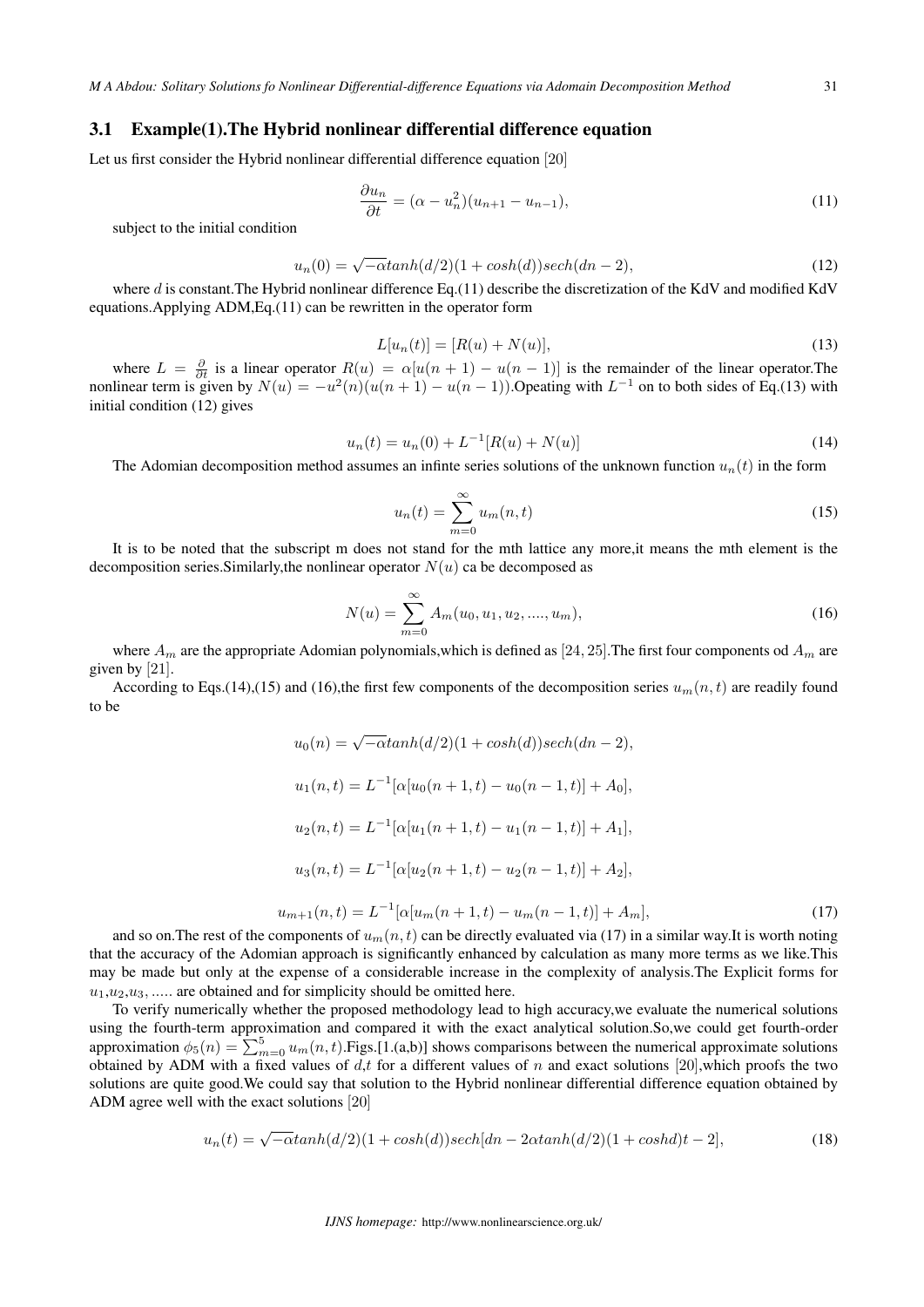### 3.1 Example(1).The Hybrid nonlinear differential difference equation

Let us first consider the Hybrid nonlinear differential difference equation [20]

$$\frac{\partial u_n}{\partial t} = (\alpha - u_n^2)(u_{n+1} - u_{n-1}), \tag{11}$$

subject to the initial condition

$$u_n(0) = \sqrt{-\alpha} tanh(d/2)(1 + cosh(d))sech(dn - 2), \tag{12}$$

where $d$ is constant.The Hybrid nonlinear difference Eq.(11) describe the discretization of the KdV and modified KdV equations.Applying ADM,Eq.(11) can be rewritten in the operator form

$$L[u_n(t)] = [R(u) + N(u)], \tag{13}$$

where $L = \frac{\partial}{\partial t}$ is a linear operator $R(u) = \alpha[u(n+1) - u(n-1)]$ is the remainder of the linear operator.The nonlinear term is given by $N(u) = -u^2(n)(u(n+1) - u(n-1))$.Opeating with $L^{-1}$ on to both sides of Eq.(13) with initial condition (12) gives

$$u_n(t) = u_n(0) + L^{-1}[R(u) + N(u)] \tag{14}$$

The Adomian decomposition method assumes an infinte series solutions of the unknown function $u_n(t)$ in the form

$$u_n(t) = \sum_{m=0}^{\infty} u_m(n,t) \tag{15}$$

It is to be noted that the subscript m does not stand for the mth lattice any more,it means the mth element is the decomposition series.Similarly,the nonlinear operator $N(u)$ ca be decomposed as

$$N(u) = \sum_{m=0}^{\infty} A_m(u_0, u_1, u_2, ...., u_m), \tag{16}$$

where $A_m$ are the appropriate Adomian polynomials,which is defined as [24, 25].The first four components od $A_m$ are given by [21].

According to Eqs.(14),(15) and (16),the first few components of the decomposition series $u_m(n,t)$ are readily found to be

$$u_0(n) = \sqrt{-\alpha} tanh(d/2)(1 + cosh(d))sech(dn - 2),$$

$$u_1(n,t) = L^{-1}[\alpha[u_0(n+1,t) - u_0(n-1,t)] + A_0],$$

$$u_2(n,t) = L^{-1}[\alpha[u_1(n+1,t) - u_1(n-1,t)] + A_1],$$

$$u_3(n,t) = L^{-1}[\alpha[u_2(n+1,t) - u_2(n-1,t)] + A_2],$$

$$u_{m+1}(n,t) = L^{-1}[\alpha[u_m(n+1,t) - u_m(n-1,t)] + A_m], \tag{17}$$

and so on.The rest of the components of $u_m(n,t)$ can be directly evaluated via (17) in a similar way.It is worth noting that the accuracy of the Adomian approach is significantly enhanced by calculation as many more terms as we like.This may be made but only at the expense of a considerable increase in the complexity of analysis.The Explicit forms for $u_1$,$u_2$,$u_3$, ..... are obtained and for simplicity should be omitted here.

To verify numerically whether the proposed methodology lead to high accuracy,we evaluate the numerical solutions using the fourth-term approximation and compared it with the exact analytical solution.So,we could get fourth-order approximation $\phi_5(n) = \sum_{m=0}^{5} u_m(n,t)$.Figs.[1.(a,b)] shows comparisons between the numerical approximate solutions obtained by ADM with a fixed values of $d$,$t$ for a different values of $n$ and exact solutions [20],which proofs the two solutions are quite good.We could say that solution to the Hybrid nonlinear differential difference equation obtained by ADM agree well with the exact solutions [20]

$$u_n(t) = \sqrt{-\alpha} tanh(d/2)(1 + cosh(d))sech[dn - 2\alpha tanh(d/2)(1 + coshd)t - 2], \tag{18}$$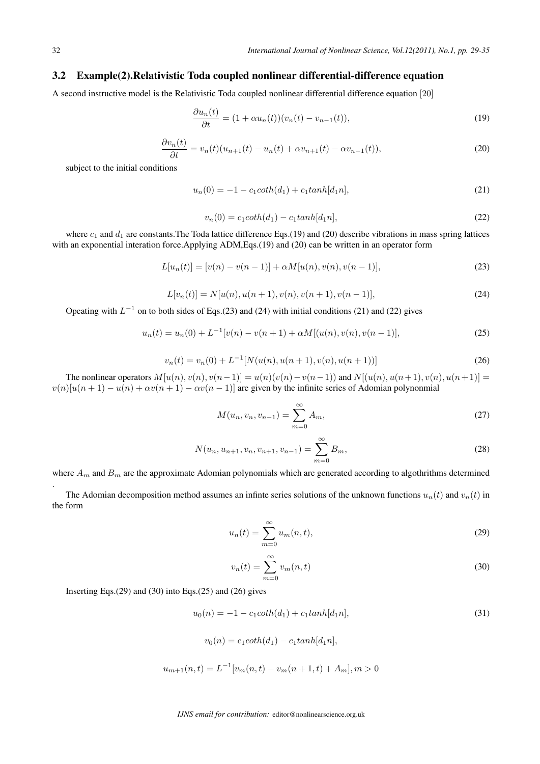### 3.2 Example(2).Relativistic Toda coupled nonlinear differential-difference equation

A second instructive model is the Relativistic Toda coupled nonlinear differential difference equation [20]

$$\frac{\partial u_n(t)}{\partial t} = (1 + \alpha u_n(t))(v_n(t) - v_{n-1}(t)), \tag{19}$$

$$\frac{\partial v_n(t)}{\partial t} = v_n(t)(u_{n+1}(t) - u_n(t) + \alpha v_{n+1}(t) - \alpha v_{n-1}(t)), \tag{20}$$

subject to the initial conditions

$$u_n(0) = -1 - c_1 coth(d_1) + c_1 tanh[d_1 n], \tag{21}$$

$$v_n(0) = c_1 coth(d_1) - c_1 tanh[d_1 n], \tag{22}$$

where $c_1$ and $d_1$ are constants.The Toda lattice difference Eqs.(19) and (20) describe vibrations in mass spring lattices with an exponential interation force.Applying ADM,Eqs.(19) and (20) can be written in an operator form

$$L[u_n(t)] = [v(n) - v(n-1)] + \alpha M[u(n), v(n), v(n-1)], \tag{23}$$

$$L[v_n(t)] = N[u(n), u(n+1), v(n), v(n+1), v(n-1)], \tag{24}$$

Opeating with $L^{-1}$ on to both sides of Eqs.(23) and (24) with initial conditions (21) and (22) gives

$$u_n(t) = u_n(0) + L^{-1}[v(n) - v(n+1) + \alpha M[(u(n), v(n), v(n-1)], \tag{25}$$

$$v_n(t) = v_n(0) + L^{-1}[N(u(n), u(n+1), v(n), u(n+1))] \tag{26}$$

The nonlinear operators $M[u(n), v(n), v(n-1)] = u(n)(v(n) - v(n-1))$ and $N[(u(n), u(n+1), v(n), u(n+1)] = v(n)[u(n+1) - u(n) + \alpha v(n+1) - \alpha v(n-1)]$ are given by the infinite series of Adomian polynonmial

$$M(u_n, v_n, v_{n-1}) = \sum_{m=0}^{\infty} A_m, \tag{27}$$

$$N(u_n, u_{n+1}, v_n, v_{n+1}, v_{n-1}) = \sum_{m=0}^{\infty} B_m, \tag{28}$$

where $A_m$ and $B_m$ are the approximate Adomian polynomials which are generated according to algothrithms determined .

The Adomian decomposition method assumes an infinte series solutions of the unknown functions $u_n(t)$ and $v_n(t)$ in the form

$$u_n(t) = \sum_{m=0}^{\infty} u_m(n, t), \tag{29}$$

$$v_n(t) = \sum_{m=0}^{\infty} v_m(n, t) \tag{30}$$

Inserting Eqs.(29) and (30) into Eqs.(25) and (26) gives

$$u_0(n) = -1 - c_1 coth(d_1) + c_1 tanh[d_1 n], \tag{31}$$

$$v_0(n) = c_1 coth(d_1) - c_1 tanh[d_1 n],$$

$$u_{m+1}(n, t) = L^{-1}[v_m(n, t) - v_m(n+1, t) + A_m], m > 0$$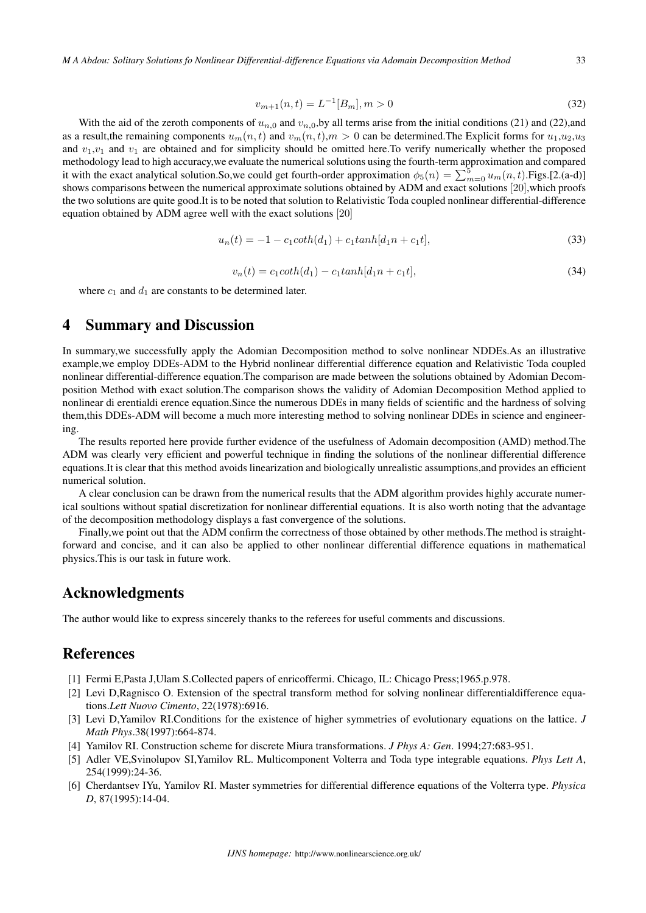$$v_{m+1}(n,t) = L^{-1}[B_m], m > 0 \tag{32}$$

With the aid of the zeroth components of $u_{n,0}$ and $v_{n,0}$,by all terms arise from the initial conditions (21) and (22),and as a result,the remaining components $u_m(n,t)$ and $v_m(n,t)$,$m > 0$ can be determined.The Explicit forms for $u_1$,$u_2$,$u_3$ and $v_1$,$v_1$ and $v_1$ are obtained and for simplicity should be omitted here.To verify numerically whether the proposed methodology lead to high accuracy,we evaluate the numerical solutions using the fourth-term approximation and compared it with the exact analytical solution.So,we could get fourth-order approximation $\phi_5(n) = \sum_{m=0}^{5} u_m(n,t)$.Figs.[2.(a-d)] shows comparisons between the numerical approximate solutions obtained by ADM and exact solutions [20],which proofs the two solutions are quite good.It is to be noted that solution to Relativistic Toda coupled nonlinear differential-difference equation obtained by ADM agree well with the exact solutions [20]

$$u_n(t) = -1 - c_1 coth(d_1) + c_1 tanh[d_1 n + c_1 t], \tag{33}$$

$$v_n(t) = c_1 coth(d_1) - c_1 tanh[d_1 n + c_1 t], \tag{34}$$

where $c_1$ and $d_1$ are constants to be determined later.

# 4 Summary and Discussion

In summary,we successfully apply the Adomian Decomposition method to solve nonlinear NDDEs.As an illustrative example,we employ DDEs-ADM to the Hybrid nonlinear differential difference equation and Relativistic Toda coupled nonlinear differential-difference equation.The comparison are made between the solutions obtained by Adomian Decomposition Method with exact solution.The comparison shows the validity of Adomian Decomposition Method applied to nonlinear di erentialdi erence equation.Since the numerous DDEs in many fields of scientific and the hardness of solving them,this DDEs-ADM will become a much more interesting method to solving nonlinear DDEs in science and engineering.

The results reported here provide further evidence of the usefulness of Adomain decomposition (AMD) method.The ADM was clearly very efficient and powerful technique in finding the solutions of the nonlinear differential difference equations.It is clear that this method avoids linearization and biologically unrealistic assumptions,and provides an efficient numerical solution.

A clear conclusion can be drawn from the numerical results that the ADM algorithm provides highly accurate numerical soultions without spatial discretization for nonlinear differential equations. It is also worth noting that the advantage of the decomposition methodology displays a fast convergence of the solutions.

Finally,we point out that the ADM confirm the correctness of those obtained by other methods.The method is straightforward and concise, and it can also be applied to other nonlinear differential difference equations in mathematical physics.This is our task in future work.

## Acknowledgments

The author would like to express sincerely thanks to the referees for useful comments and discussions.

## References

[1] Fermi E,Pasta J,Ulam S.Collected papers of enricoffermi. Chicago, IL: Chicago Press;1965.p.978.

[2] Levi D,Ragnisco O. Extension of the spectral transform method for solving nonlinear differentialdifference equations.*Lett Nuovo Cimento*, 22(1978):6916.

[3] Levi D,Yamilov RI.Conditions for the existence of higher symmetries of evolutionary equations on the lattice. *J Math Phys*.38(1997):664-874.

[4] Yamilov RI. Construction scheme for discrete Miura transformations. *J Phys A: Gen*. 1994;27:683-951.

[5] Adler VE,Svinolupov SI,Yamilov RL. Multicomponent Volterra and Toda type integrable equations. *Phys Lett A*, 254(1999):24-36.

[6] Cherdantsev IYu, Yamilov RI. Master symmetries for differential difference equations of the Volterra type. *Physica D*, 87(1995):14-04.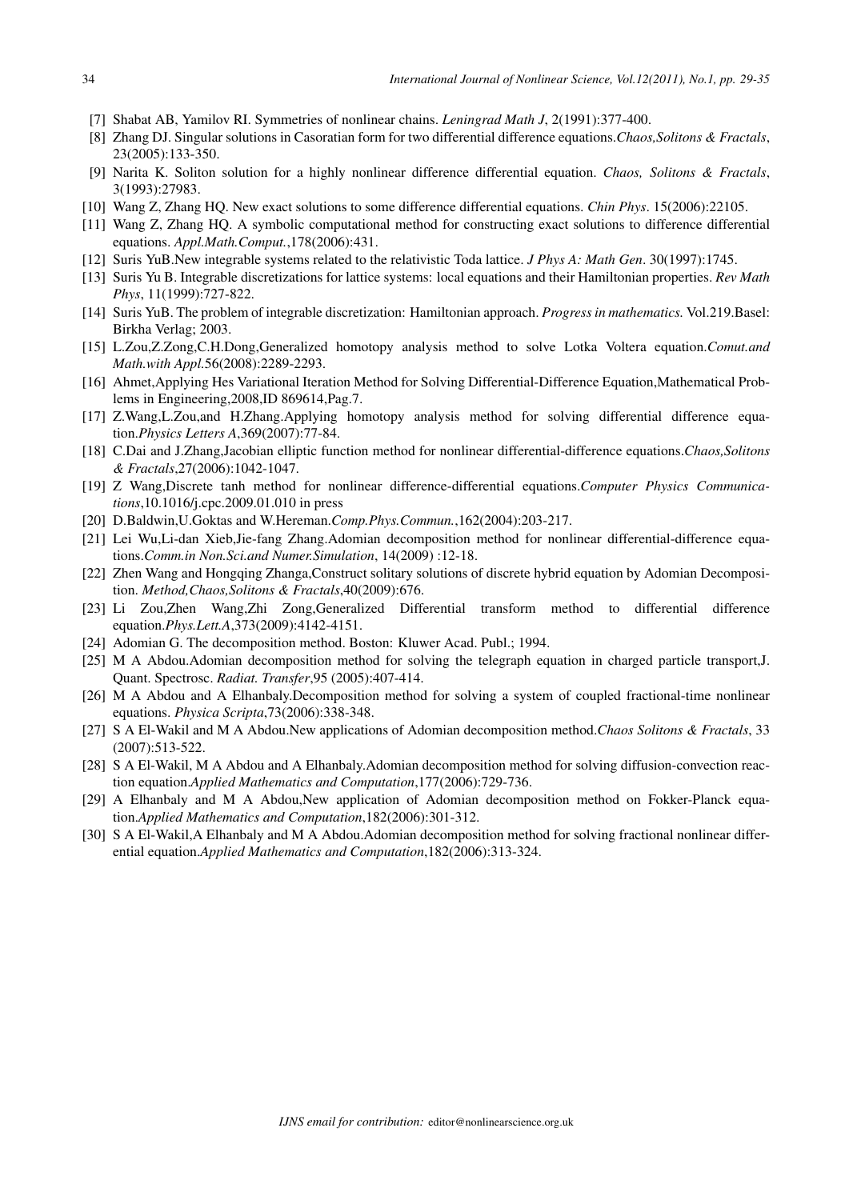- [7] Shabat AB, Yamilov RI. Symmetries of nonlinear chains. *Leningrad Math J*, 2(1991):377-400.
- [8] Zhang DJ. Singular solutions in Casoratian form for two differential difference equations.*Chaos,Solitons & Fractals*, 23(2005):133-350.
- [9] Narita K. Soliton solution for a highly nonlinear difference differential equation. *Chaos, Solitons & Fractals*, 3(1993):27983.
- [10] Wang Z, Zhang HQ. New exact solutions to some difference differential equations. *Chin Phys*. 15(2006):22105.
- [11] Wang Z, Zhang HQ. A symbolic computational method for constructing exact solutions to difference differential equations. *Appl.Math.Comput.*,178(2006):431.
- [12] Suris YuB.New integrable systems related to the relativistic Toda lattice. *J Phys A: Math Gen*. 30(1997):1745.
- [13] Suris Yu B. Integrable discretizations for lattice systems: local equations and their Hamiltonian properties. *Rev Math Phys*, 11(1999):727-822.
- [14] Suris YuB. The problem of integrable discretization: Hamiltonian approach. *Progress in mathematics.* Vol.219.Basel: Birkha Verlag; 2003.
- [15] L.Zou,Z.Zong,C.H.Dong,Generalized homotopy analysis method to solve Lotka Voltera equation.*Comut.and Math.with Appl.*56(2008):2289-2293.
- [16] Ahmet,Applying Hes Variational Iteration Method for Solving Differential-Difference Equation,Mathematical Problems in Engineering,2008,ID 869614,Pag.7.
- [17] Z.Wang,L.Zou,and H.Zhang.Applying homotopy analysis method for solving differential difference equation.*Physics Letters A*,369(2007):77-84.
- [18] C.Dai and J.Zhang,Jacobian elliptic function method for nonlinear differential-difference equations.*Chaos,Solitons & Fractals*,27(2006):1042-1047.
- [19] Z Wang,Discrete tanh method for nonlinear difference-differential equations.*Computer Physics Communications*,10.1016/j.cpc.2009.01.010 in press
- [20] D.Baldwin,U.Goktas and W.Hereman.*Comp.Phys.Commun.*,162(2004):203-217.
- [21] Lei Wu,Li-dan Xieb,Jie-fang Zhang.Adomian decomposition method for nonlinear differential-difference equations.*Comm.in Non.Sci.and Numer.Simulation*, 14(2009) :12-18.
- [22] Zhen Wang and Hongqing Zhanga,Construct solitary solutions of discrete hybrid equation by Adomian Decomposition. *Method,Chaos,Solitons & Fractals*,40(2009):676.
- [23] Li Zou,Zhen Wang,Zhi Zong,Generalized Differential transform method to differential difference equation.*Phys.Lett.A*,373(2009):4142-4151.
- [24] Adomian G. The decomposition method. Boston: Kluwer Acad. Publ.; 1994.
- [25] M A Abdou.Adomian decomposition method for solving the telegraph equation in charged particle transport,J. Quant. Spectrosc. *Radiat. Transfer*,95 (2005):407-414.
- [26] M A Abdou and A Elhanbaly.Decomposition method for solving a system of coupled fractional-time nonlinear equations. *Physica Scripta*,73(2006):338-348.
- [27] S A El-Wakil and M A Abdou.New applications of Adomian decomposition method.*Chaos Solitons & Fractals*, 33 (2007):513-522.
- [28] S A El-Wakil, M A Abdou and A Elhanbaly.Adomian decomposition method for solving diffusion-convection reaction equation.*Applied Mathematics and Computation*,177(2006):729-736.
- [29] A Elhanbaly and M A Abdou,New application of Adomian decomposition method on Fokker-Planck equation.*Applied Mathematics and Computation*,182(2006):301-312.
- [30] S A El-Wakil,A Elhanbaly and M A Abdou.Adomian decomposition method for solving fractional nonlinear differential equation.*Applied Mathematics and Computation*,182(2006):313-324.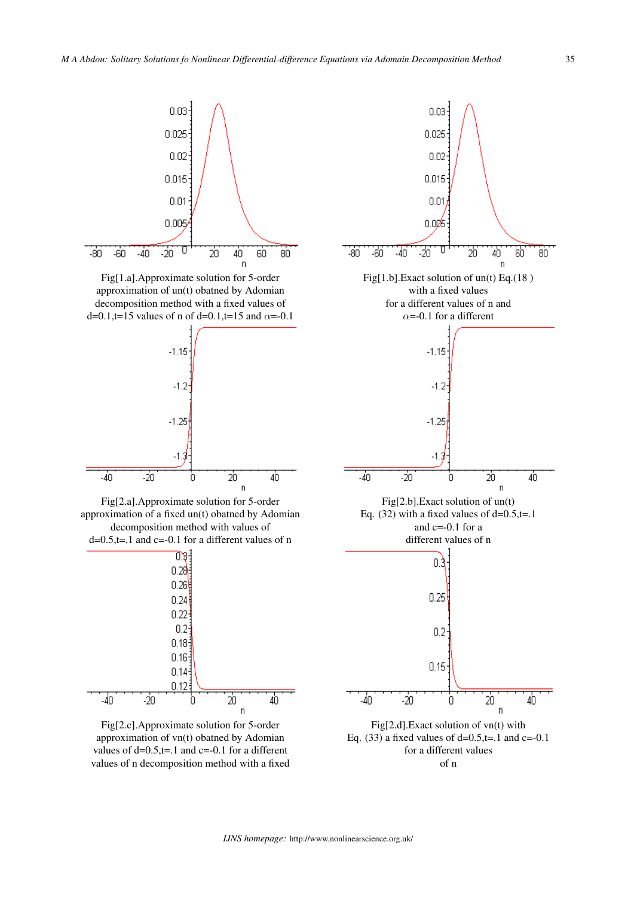0.03
0.025
0.02
0.015
0.01
0.005
-80 -60 -40 -20 0 20 40 60 80
n

Fig[1.a].Approximate solution for 5-order approximation of un(t) obatned by Adomian decomposition method with a fixed values of d=0.1,t=15 values of n of d=0.1,t=15 and $\alpha$=-0.1

0.03
0.025
0.02
0.015
0.01
0.005
-80 -60 -40 -20 0 20 40 60 80
n

Fig[1.b].Exact solution of un(t) Eq.(18 ) with a fixed values for a different values of n and $\alpha$=-0.1 for a different

-1.15
-1.2
-1.25
-1.3
-40 -20 0 20 40
n

Fig[2.a].Approximate solution for 5-order approximation of a fixed un(t) obatned by Adomian decomposition method with values of d=0.5,t=.1 and c=-0.1 for a different values of n

-1.15
-1.2
-1.25
-1.3
-40 -20 0 20 40
n

Fig[2.b].Exact solution of un(t) Eq. (32) with a fixed values of d=0.5,t=.1 and c=-0.1 for a different values of n

0.3
0.28
0.26
0.24
0.22
0.2
0.18
0.16
0.14
0.12
-40 -20 0 20 40
n

Fig[2.c].Approximate solution for 5-order approximation of vn(t) obatned by Adomian values of d=0.5,t=.1 and c=-0.1 for a different values of n decomposition method with a fixed

0.3
0.25
0.2
0.15
-40 -20 0 20 40
n

Fig[2.d].Exact solution of vn(t) with Eq. (33) a fixed values of d=0.5,t=.1 and c=-0.1 for a different values of n